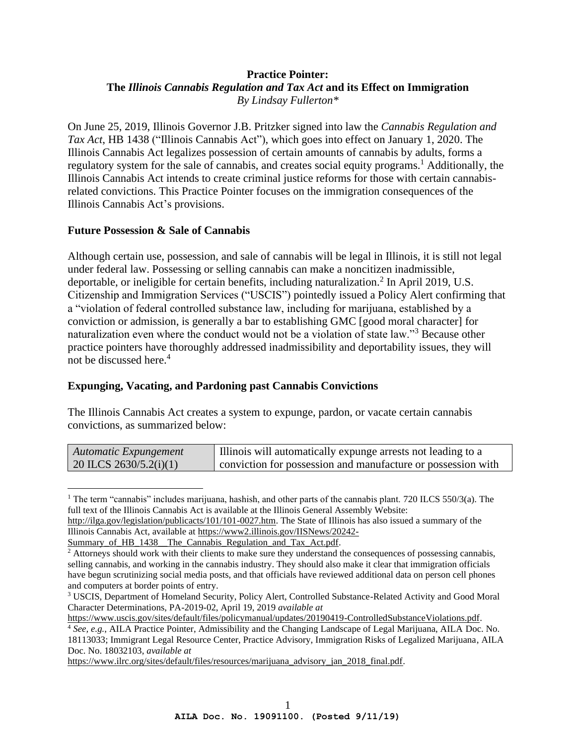**Practice Pointer:**
**The *Illinois Cannabis Regulation and Tax Act* and its Effect on Immigration**
*By Lindsay Fullerton\**

On June 25, 2019, Illinois Governor J.B. Pritzker signed into law the *Cannabis Regulation and Tax Act*, HB 1438 ("Illinois Cannabis Act"), which goes into effect on January 1, 2020. The Illinois Cannabis Act legalizes possession of certain amounts of cannabis by adults, forms a regulatory system for the sale of cannabis, and creates social equity programs.[1] Additionally, the Illinois Cannabis Act intends to create criminal justice reforms for those with certain cannabis-related convictions. This Practice Pointer focuses on the immigration consequences of the Illinois Cannabis Act's provisions.

## Future Possession & Sale of Cannabis

Although certain use, possession, and sale of cannabis will be legal in Illinois, it is still not legal under federal law. Possessing or selling cannabis can make a noncitizen inadmissible, deportable, or ineligible for certain benefits, including naturalization.[2] In April 2019, U.S. Citizenship and Immigration Services ("USCIS") pointedly issued a Policy Alert confirming that a "violation of federal controlled substance law, including for marijuana, established by a conviction or admission, is generally a bar to establishing GMC [good moral character] for naturalization even where the conduct would not be a violation of state law."[3] Because other practice pointers have thoroughly addressed inadmissibility and deportability issues, they will not be discussed here.[4]

## Expunging, Vacating, and Pardoning past Cannabis Convictions

The Illinois Cannabis Act creates a system to expunge, pardon, or vacate certain cannabis convictions, as summarized below:

| | |
|---|---|
| *Automatic Expungement* 20 ILCS 2630/5.2(i)(1) | Illinois will automatically expunge arrests not leading to a conviction for possession and manufacture or possession with |

---

[1] The term "cannabis" includes marijuana, hashish, and other parts of the cannabis plant. 720 ILCS 550/3(a). The full text of the Illinois Cannabis Act is available at the Illinois General Assembly Website: http://ilga.gov/legislation/publicacts/101/101-0027.htm. The State of Illinois has also issued a summary of the Illinois Cannabis Act, available at https://www2.illinois.gov/IISNews/20242-Summary_of_HB_1438__The_Cannabis_Regulation_and_Tax_Act.pdf.

[2] Attorneys should work with their clients to make sure they understand the consequences of possessing cannabis, selling cannabis, and working in the cannabis industry. They should also make it clear that immigration officials have begun scrutinizing social media posts, and that officials have reviewed additional data on person cell phones and computers at border points of entry.

[3] USCIS, Department of Homeland Security, Policy Alert, Controlled Substance-Related Activity and Good Moral Character Determinations, PA-2019-02, April 19, 2019 *available at* https://www.uscis.gov/sites/default/files/policymanual/updates/20190419-ControlledSubstanceViolations.pdf.

[4] *See, e.g.*, AILA Practice Pointer, Admissibility and the Changing Landscape of Legal Marijuana, AILA Doc. No. 18113033; Immigrant Legal Resource Center, Practice Advisory, Immigration Risks of Legalized Marijuana, AILA Doc. No. 18032103, *available at* https://www.ilrc.org/sites/default/files/resources/marijuana_advisory_jan_2018_final.pdf.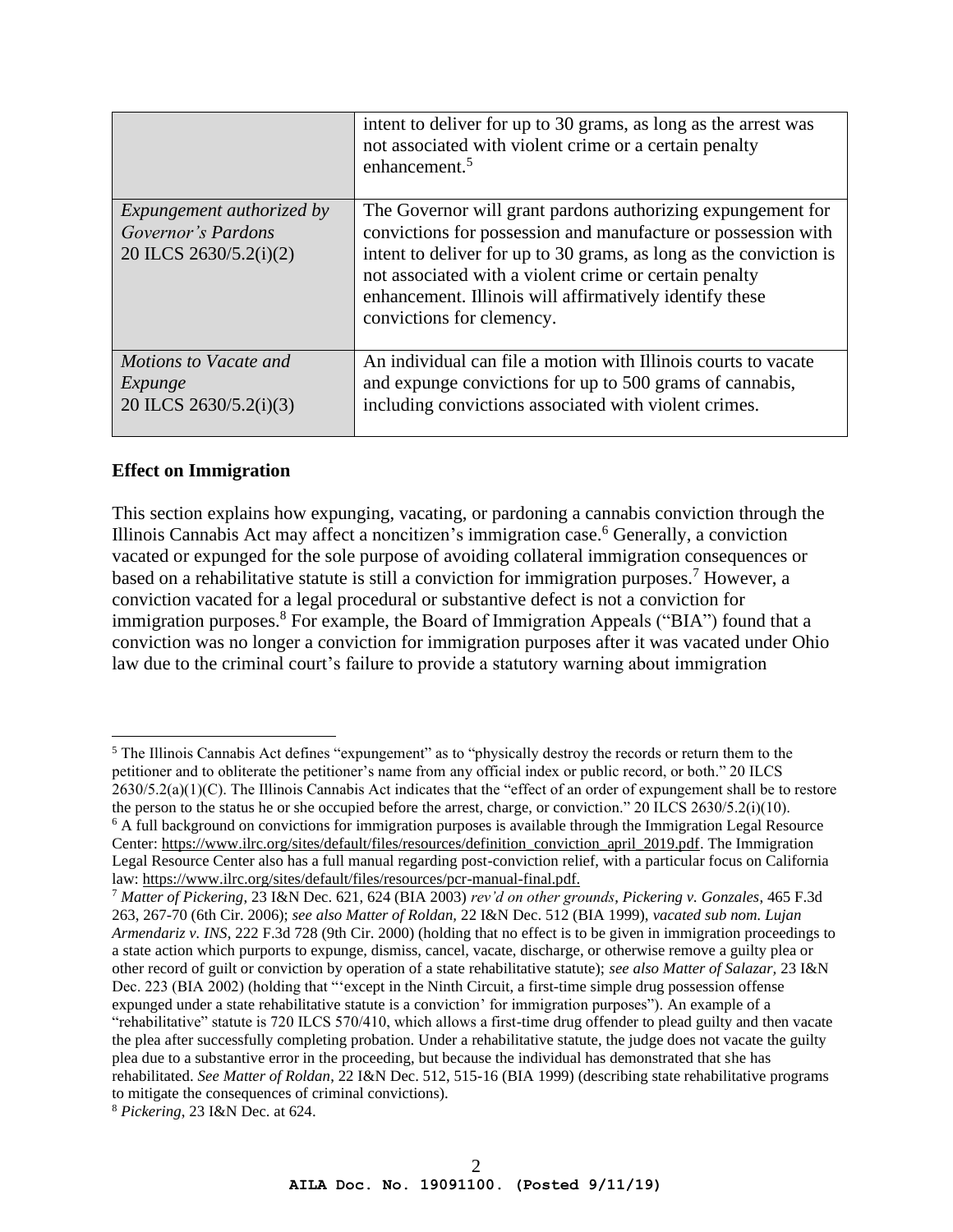| | |
|---|---|
| | intent to deliver for up to 30 grams, as long as the arrest was not associated with violent crime or a certain penalty enhancement.[5] |
| *Expungement authorized by Governor's Pardons* 20 ILCS 2630/5.2(i)(2) | The Governor will grant pardons authorizing expungement for convictions for possession and manufacture or possession with intent to deliver for up to 30 grams, as long as the conviction is not associated with a violent crime or certain penalty enhancement. Illinois will affirmatively identify these convictions for clemency. |
| *Motions to Vacate and Expunge* 20 ILCS 2630/5.2(i)(3) | An individual can file a motion with Illinois courts to vacate and expunge convictions for up to 500 grams of cannabis, including convictions associated with violent crimes. |

**Effect on Immigration**

This section explains how expunging, vacating, or pardoning a cannabis conviction through the Illinois Cannabis Act may affect a noncitizen's immigration case.[6] Generally, a conviction vacated or expunged for the sole purpose of avoiding collateral immigration consequences or based on a rehabilitative statute is still a conviction for immigration purposes.[7] However, a conviction vacated for a legal procedural or substantive defect is not a conviction for immigration purposes.[8] For example, the Board of Immigration Appeals ("BIA") found that a conviction was no longer a conviction for immigration purposes after it was vacated under Ohio law due to the criminal court's failure to provide a statutory warning about immigration

---

[5] The Illinois Cannabis Act defines "expungement" as to "physically destroy the records or return them to the petitioner and to obliterate the petitioner's name from any official index or public record, or both." 20 ILCS 2630/5.2(a)(1)(C). The Illinois Cannabis Act indicates that the "effect of an order of expungement shall be to restore the person to the status he or she occupied before the arrest, charge, or conviction." 20 ILCS 2630/5.2(i)(10).

[6] A full background on convictions for immigration purposes is available through the Immigration Legal Resource Center: https://www.ilrc.org/sites/default/files/resources/definition_conviction_april_2019.pdf. The Immigration Legal Resource Center also has a full manual regarding post-conviction relief, with a particular focus on California law: https://www.ilrc.org/sites/default/files/resources/pcr-manual-final.pdf.

[7] *Matter of Pickering*, 23 I&N Dec. 621, 624 (BIA 2003) *rev'd on other grounds*, *Pickering v. Gonzales*, 465 F.3d 263, 267-70 (6th Cir. 2006); *see also Matter of Roldan,* 22 I&N Dec. 512 (BIA 1999), *vacated sub nom. Lujan Armendariz v. INS*, 222 F.3d 728 (9th Cir. 2000) (holding that no effect is to be given in immigration proceedings to a state action which purports to expunge, dismiss, cancel, vacate, discharge, or otherwise remove a guilty plea or other record of guilt or conviction by operation of a state rehabilitative statute); *see also Matter of Salazar*, 23 I&N Dec. 223 (BIA 2002) (holding that "'except in the Ninth Circuit, a first-time simple drug possession offense expunged under a state rehabilitative statute is a conviction' for immigration purposes"). An example of a "rehabilitative" statute is 720 ILCS 570/410, which allows a first-time drug offender to plead guilty and then vacate the plea after successfully completing probation. Under a rehabilitative statute, the judge does not vacate the guilty plea due to a substantive error in the proceeding, but because the individual has demonstrated that she has rehabilitated. *See Matter of Roldan*, 22 I&N Dec. 512, 515-16 (BIA 1999) (describing state rehabilitative programs to mitigate the consequences of criminal convictions).

[8] *Pickering*, 23 I&N Dec. at 624.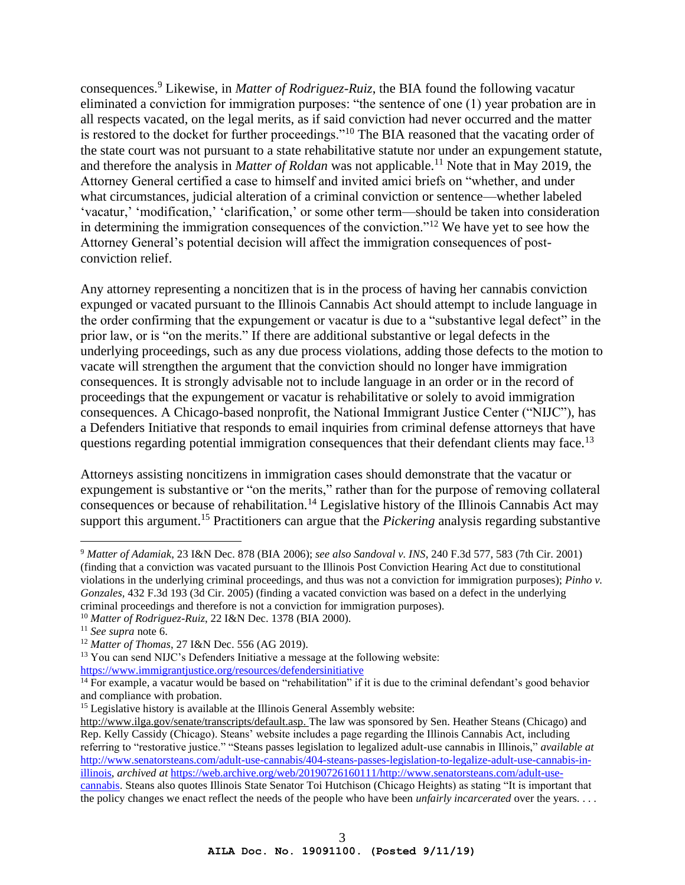consequences.[9] Likewise, in *Matter of Rodriguez-Ruiz*, the BIA found the following vacatur eliminated a conviction for immigration purposes: "the sentence of one (1) year probation are in all respects vacated, on the legal merits, as if said conviction had never occurred and the matter is restored to the docket for further proceedings."[10] The BIA reasoned that the vacating order of the state court was not pursuant to a state rehabilitative statute nor under an expungement statute, and therefore the analysis in *Matter of Roldan* was not applicable.[11] Note that in May 2019, the Attorney General certified a case to himself and invited amici briefs on "whether, and under what circumstances, judicial alteration of a criminal conviction or sentence—whether labeled 'vacatur,' 'modification,' 'clarification,' or some other term—should be taken into consideration in determining the immigration consequences of the conviction."[12] We have yet to see how the Attorney General's potential decision will affect the immigration consequences of post-conviction relief.

Any attorney representing a noncitizen that is in the process of having her cannabis conviction expunged or vacated pursuant to the Illinois Cannabis Act should attempt to include language in the order confirming that the expungement or vacatur is due to a "substantive legal defect" in the prior law, or is "on the merits." If there are additional substantive or legal defects in the underlying proceedings, such as any due process violations, adding those defects to the motion to vacate will strengthen the argument that the conviction should no longer have immigration consequences. It is strongly advisable not to include language in an order or in the record of proceedings that the expungement or vacatur is rehabilitative or solely to avoid immigration consequences. A Chicago-based nonprofit, the National Immigrant Justice Center ("NIJC"), has a Defenders Initiative that responds to email inquiries from criminal defense attorneys that have questions regarding potential immigration consequences that their defendant clients may face.[13]

Attorneys assisting noncitizens in immigration cases should demonstrate that the vacatur or expungement is substantive or "on the merits," rather than for the purpose of removing collateral consequences or because of rehabilitation.[14] Legislative history of the Illinois Cannabis Act may support this argument.[15] Practitioners can argue that the *Pickering* analysis regarding substantive

---

[9] *Matter of Adamiak*, 23 I&N Dec. 878 (BIA 2006); *see also Sandoval v. INS*, 240 F.3d 577, 583 (7th Cir. 2001) (finding that a conviction was vacated pursuant to the Illinois Post Conviction Hearing Act due to constitutional violations in the underlying criminal proceedings, and thus was not a conviction for immigration purposes); *Pinho v. Gonzales*, 432 F.3d 193 (3d Cir. 2005) (finding a vacated conviction was based on a defect in the underlying criminal proceedings and therefore is not a conviction for immigration purposes).

[10] *Matter of Rodriguez-Ruiz*, 22 I&N Dec. 1378 (BIA 2000).

[11] *See supra* note 6.

[12] *Matter of Thomas*, 27 I&N Dec. 556 (AG 2019).

[13] You can send NIJC's Defenders Initiative a message at the following website: https://www.immigrantjustice.org/resources/defendersinitiative

[14] For example, a vacatur would be based on "rehabilitation" if it is due to the criminal defendant's good behavior and compliance with probation.

[15] Legislative history is available at the Illinois General Assembly website: http://www.ilga.gov/senate/transcripts/default.asp. The law was sponsored by Sen. Heather Steans (Chicago) and Rep. Kelly Cassidy (Chicago). Steans' website includes a page regarding the Illinois Cannabis Act, including referring to "restorative justice." "Steans passes legislation to legalized adult-use cannabis in Illinois," *available at* http://www.senatorsteans.com/adult-use-cannabis/404-steans-passes-legislation-to-legalize-adult-use-cannabis-in-illinois, *archived at* https://web.archive.org/web/20190726160111/http://www.senatorsteans.com/adult-use-cannabis. Steans also quotes Illinois State Senator Toi Hutchison (Chicago Heights) as stating "It is important that the policy changes we enact reflect the needs of the people who have been *unfairly incarcerated* over the years. . . .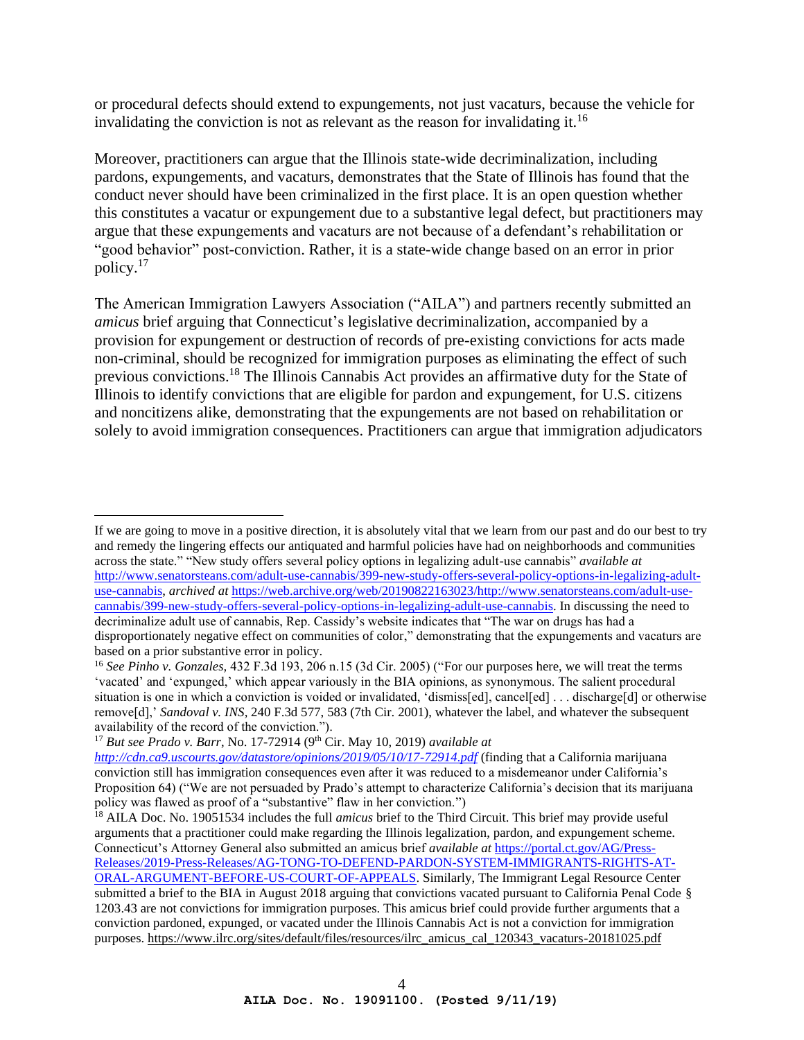or procedural defects should extend to expungements, not just vacaturs, because the vehicle for invalidating the conviction is not as relevant as the reason for invalidating it.[16]

Moreover, practitioners can argue that the Illinois state-wide decriminalization, including pardons, expungements, and vacaturs, demonstrates that the State of Illinois has found that the conduct never should have been criminalized in the first place. It is an open question whether this constitutes a vacatur or expungement due to a substantive legal defect, but practitioners may argue that these expungements and vacaturs are not because of a defendant's rehabilitation or "good behavior" post-conviction. Rather, it is a state-wide change based on an error in prior policy.[17]

The American Immigration Lawyers Association ("AILA") and partners recently submitted an *amicus* brief arguing that Connecticut's legislative decriminalization, accompanied by a provision for expungement or destruction of records of pre-existing convictions for acts made non-criminal, should be recognized for immigration purposes as eliminating the effect of such previous convictions.[18] The Illinois Cannabis Act provides an affirmative duty for the State of Illinois to identify convictions that are eligible for pardon and expungement, for U.S. citizens and noncitizens alike, demonstrating that the expungements are not based on rehabilitation or solely to avoid immigration consequences. Practitioners can argue that immigration adjudicators

---

If we are going to move in a positive direction, it is absolutely vital that we learn from our past and do our best to try and remedy the lingering effects our antiquated and harmful policies have had on neighborhoods and communities across the state." "New study offers several policy options in legalizing adult-use cannabis" *available at* http://www.senatorsteans.com/adult-use-cannabis/399-new-study-offers-several-policy-options-in-legalizing-adult-use-cannabis, *archived at* https://web.archive.org/web/20190822163023/http://www.senatorsteans.com/adult-use-cannabis/399-new-study-offers-several-policy-options-in-legalizing-adult-use-cannabis. In discussing the need to decriminalize adult use of cannabis, Rep. Cassidy's website indicates that "The war on drugs has had a disproportionately negative effect on communities of color," demonstrating that the expungements and vacaturs are based on a prior substantive error in policy.

[16] *See Pinho v. Gonzales*, 432 F.3d 193, 206 n.15 (3d Cir. 2005) ("For our purposes here, we will treat the terms 'vacated' and 'expunged,' which appear variously in the BIA opinions, as synonymous. The salient procedural situation is one in which a conviction is voided or invalidated, 'dismiss[ed], cancel[ed] . . . discharge[d] or otherwise remove[d],' *Sandoval v. INS*, 240 F.3d 577, 583 (7th Cir. 2001), whatever the label, and whatever the subsequent availability of the record of the conviction.").

[17] *But see Prado v. Barr*, No. 17-72914 (9th Cir. May 10, 2019) *available at http://cdn.ca9.uscourts.gov/datastore/opinions/2019/05/10/17-72914.pdf* (finding that a California marijuana conviction still has immigration consequences even after it was reduced to a misdemeanor under California's Proposition 64) ("We are not persuaded by Prado's attempt to characterize California's decision that its marijuana policy was flawed as proof of a "substantive" flaw in her conviction.")

[18] AILA Doc. No. 19051534 includes the full *amicus* brief to the Third Circuit. This brief may provide useful arguments that a practitioner could make regarding the Illinois legalization, pardon, and expungement scheme. Connecticut's Attorney General also submitted an amicus brief *available at* https://portal.ct.gov/AG/Press-Releases/2019-Press-Releases/AG-TONG-TO-DEFEND-PARDON-SYSTEM-IMMIGRANTS-RIGHTS-AT-ORAL-ARGUMENT-BEFORE-US-COURT-OF-APPEALS. Similarly, The Immigrant Legal Resource Center submitted a brief to the BIA in August 2018 arguing that convictions vacated pursuant to California Penal Code § 1203.43 are not convictions for immigration purposes. This amicus brief could provide further arguments that a conviction pardoned, expunged, or vacated under the Illinois Cannabis Act is not a conviction for immigration purposes. https://www.ilrc.org/sites/default/files/resources/ilrc_amicus_cal_120343_vacaturs-20181025.pdf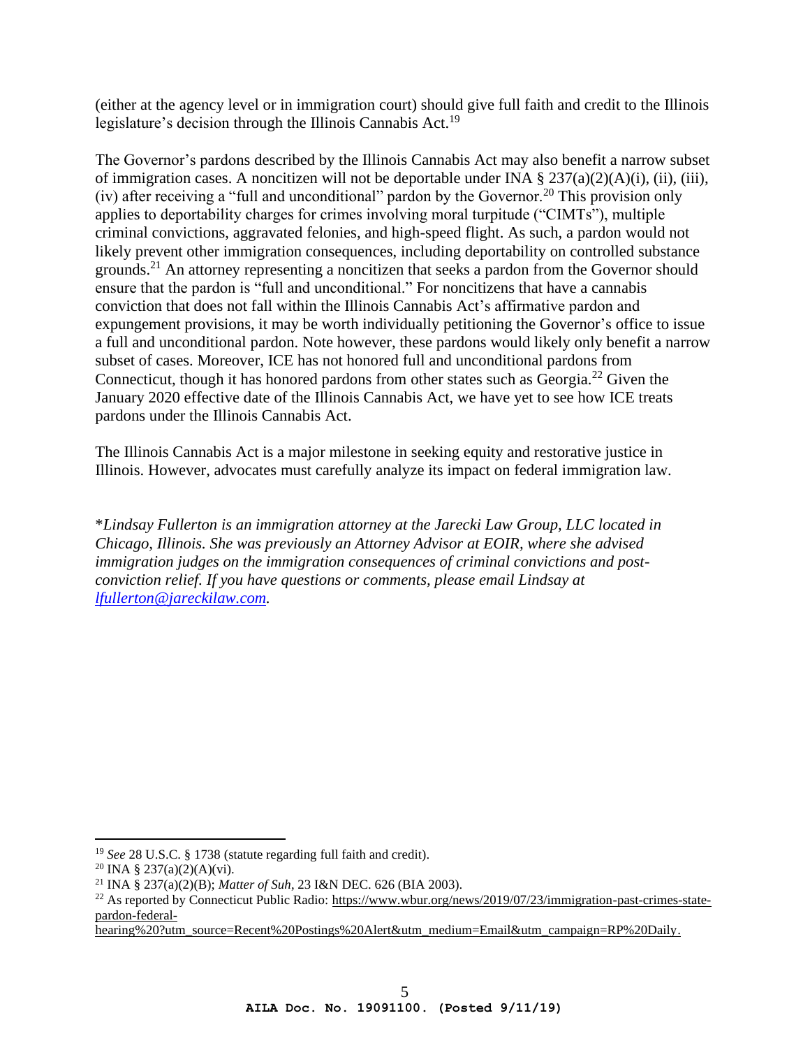(either at the agency level or in immigration court) should give full faith and credit to the Illinois legislature's decision through the Illinois Cannabis Act.[19]

The Governor's pardons described by the Illinois Cannabis Act may also benefit a narrow subset of immigration cases. A noncitizen will not be deportable under INA § 237(a)(2)(A)(i), (ii), (iii), (iv) after receiving a "full and unconditional" pardon by the Governor.[20] This provision only applies to deportability charges for crimes involving moral turpitude ("CIMTs"), multiple criminal convictions, aggravated felonies, and high-speed flight. As such, a pardon would not likely prevent other immigration consequences, including deportability on controlled substance grounds.[21] An attorney representing a noncitizen that seeks a pardon from the Governor should ensure that the pardon is "full and unconditional." For noncitizens that have a cannabis conviction that does not fall within the Illinois Cannabis Act's affirmative pardon and expungement provisions, it may be worth individually petitioning the Governor's office to issue a full and unconditional pardon. Note however, these pardons would likely only benefit a narrow subset of cases. Moreover, ICE has not honored full and unconditional pardons from Connecticut, though it has honored pardons from other states such as Georgia.[22] Given the January 2020 effective date of the Illinois Cannabis Act, we have yet to see how ICE treats pardons under the Illinois Cannabis Act.

The Illinois Cannabis Act is a major milestone in seeking equity and restorative justice in Illinois. However, advocates must carefully analyze its impact on federal immigration law.

\**Lindsay Fullerton is an immigration attorney at the Jarecki Law Group, LLC located in Chicago, Illinois. She was previously an Attorney Advisor at EOIR, where she advised immigration judges on the immigration consequences of criminal convictions and post-conviction relief. If you have questions or comments, please email Lindsay at [lfullerton@jareckilaw.com](mailto:lfullerton@jareckilaw.com).*

---

[19] *See* 28 U.S.C. § 1738 (statute regarding full faith and credit).

[20] INA § 237(a)(2)(A)(vi).

[21] INA § 237(a)(2)(B); *Matter of Suh*, 23 I&N DEC. 626 (BIA 2003).

[22] As reported by Connecticut Public Radio: https://www.wbur.org/news/2019/07/23/immigration-past-crimes-state-pardon-federal-hearing%20?utm_source=Recent%20Postings%20Alert&utm_medium=Email&utm_campaign=RP%20Daily.

**AILA Doc. No. 19091100. (Posted 9/11/19)**